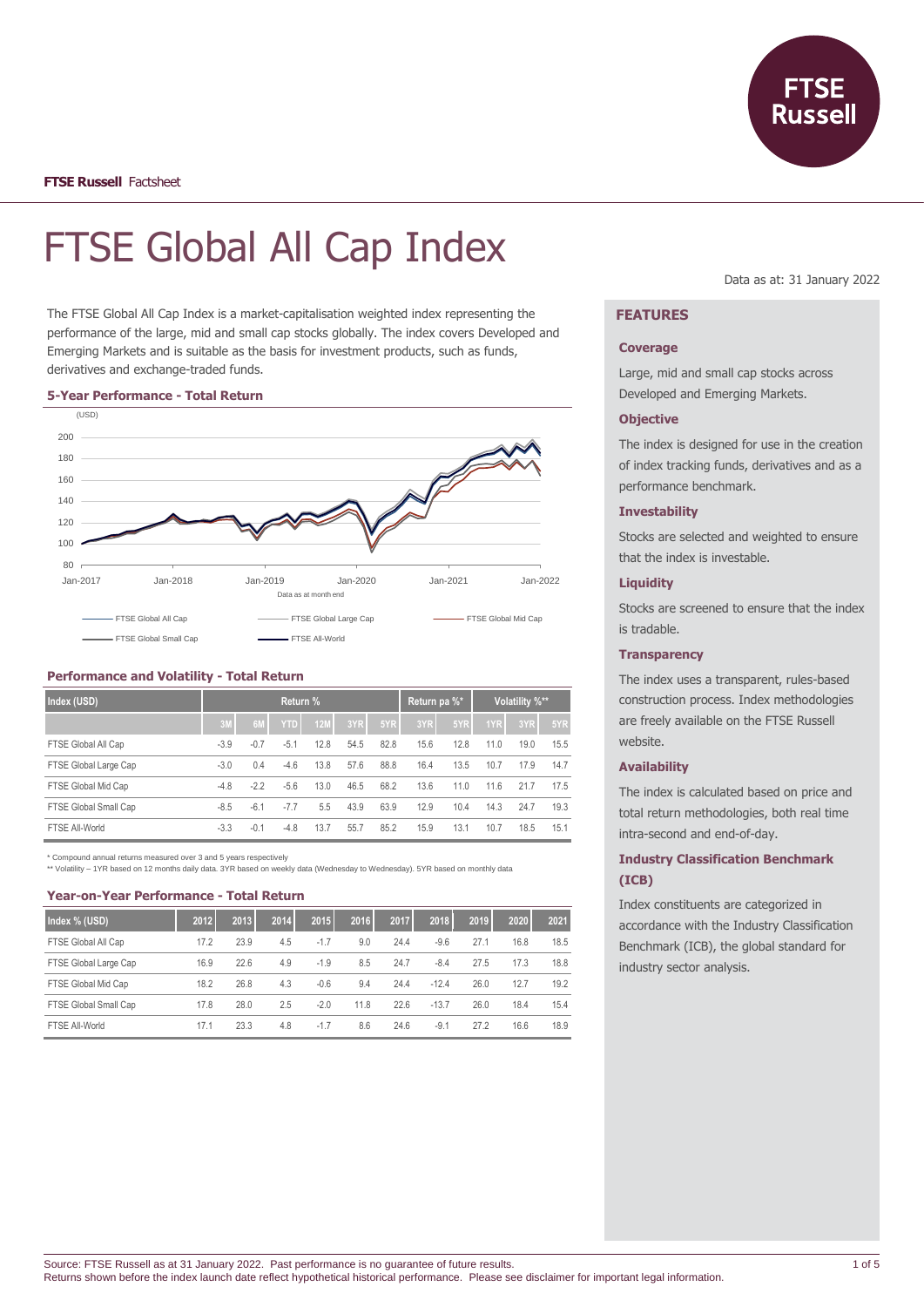**FTSE Russell** Factsheet

# FTSE Global All Cap Index

Data as at: 31 January 2022

The FTSE Global All Cap Index is a market-capitalisation weighted index representing the performance of the large, mid and small cap stocks globally. The index covers Developed and Emerging Markets and is suitable as the basis for investment products, such as funds, derivatives and exchange-traded funds.

### 5-Year Performance - Total Return

(USD)

Data as at month end

FTSE Global All Cap — FTSE Global Large Cap — FTSE Global Mid Cap — FTSE Global Small Cap — FTSE All-World

### Performance and Volatility - Total Return

| Index (USD) | Return % | | | | | | Return pa %* | | Volatility %** | | |
|---|---|---|---|---|---|---|---|---|---|---|---|
| | 3M | 6M | YTD | 12M | 3YR | 5YR | 3YR | 5YR | 1YR | 3YR | 5YR |
| FTSE Global All Cap | -3.9 | -0.7 | -5.1 | 12.8 | 54.5 | 82.8 | 15.6 | 12.8 | 11.0 | 19.0 | 15.5 |
| FTSE Global Large Cap | -3.0 | 0.4 | -4.6 | 13.8 | 57.6 | 88.8 | 16.4 | 13.5 | 10.7 | 17.9 | 14.7 |
| FTSE Global Mid Cap | -4.8 | -2.2 | -5.6 | 13.0 | 46.5 | 68.2 | 13.6 | 11.0 | 11.6 | 21.7 | 17.5 |
| FTSE Global Small Cap | -8.5 | -6.1 | -7.7 | 5.5 | 43.9 | 63.9 | 12.9 | 10.4 | 14.3 | 24.7 | 19.3 |
| FTSE All-World | -3.3 | -0.1 | -4.8 | 13.7 | 55.7 | 85.2 | 15.9 | 13.1 | 10.7 | 18.5 | 15.1 |

\* Compound annual returns measured over 3 and 5 years respectively
\** Volatility – 1YR based on 12 months daily data. 3YR based on weekly data (Wednesday to Wednesday). 5YR based on monthly data

### Year-on-Year Performance - Total Return

| Index % (USD) | 2012 | 2013 | 2014 | 2015 | 2016 | 2017 | 2018 | 2019 | 2020 | 2021 |
|---|---|---|---|---|---|---|---|---|---|---|
| FTSE Global All Cap | 17.2 | 23.9 | 4.5 | -1.7 | 9.0 | 24.4 | -9.6 | 27.1 | 16.8 | 18.5 |
| FTSE Global Large Cap | 16.9 | 22.6 | 4.9 | -1.9 | 8.5 | 24.7 | -8.4 | 27.5 | 17.3 | 18.8 |
| FTSE Global Mid Cap | 18.2 | 26.8 | 4.3 | -0.6 | 9.4 | 24.4 | -12.4 | 26.0 | 12.7 | 19.2 |
| FTSE Global Small Cap | 17.8 | 28.0 | 2.5 | -2.0 | 11.8 | 22.6 | -13.7 | 26.0 | 18.4 | 15.4 |
| FTSE All-World | 17.1 | 23.3 | 4.8 | -1.7 | 8.6 | 24.6 | -9.1 | 27.2 | 16.6 | 18.9 |

## FEATURES

### Coverage

Large, mid and small cap stocks across Developed and Emerging Markets.

### Objective

The index is designed for use in the creation of index tracking funds, derivatives and as a performance benchmark.

### Investability

Stocks are selected and weighted to ensure that the index is investable.

### Liquidity

Stocks are screened to ensure that the index is tradable.

### Transparency

The index uses a transparent, rules-based construction process. Index methodologies are freely available on the FTSE Russell website.

### Availability

The index is calculated based on price and total return methodologies, both real time intra-second and end-of-day.

### Industry Classification Benchmark (ICB)

Index constituents are categorized in accordance with the Industry Classification Benchmark (ICB), the global standard for industry sector analysis.

Source: FTSE Russell as at 31 January 2022. Past performance is no guarantee of future results.
Returns shown before the index launch date reflect hypothetical historical performance. Please see disclaimer for important legal information.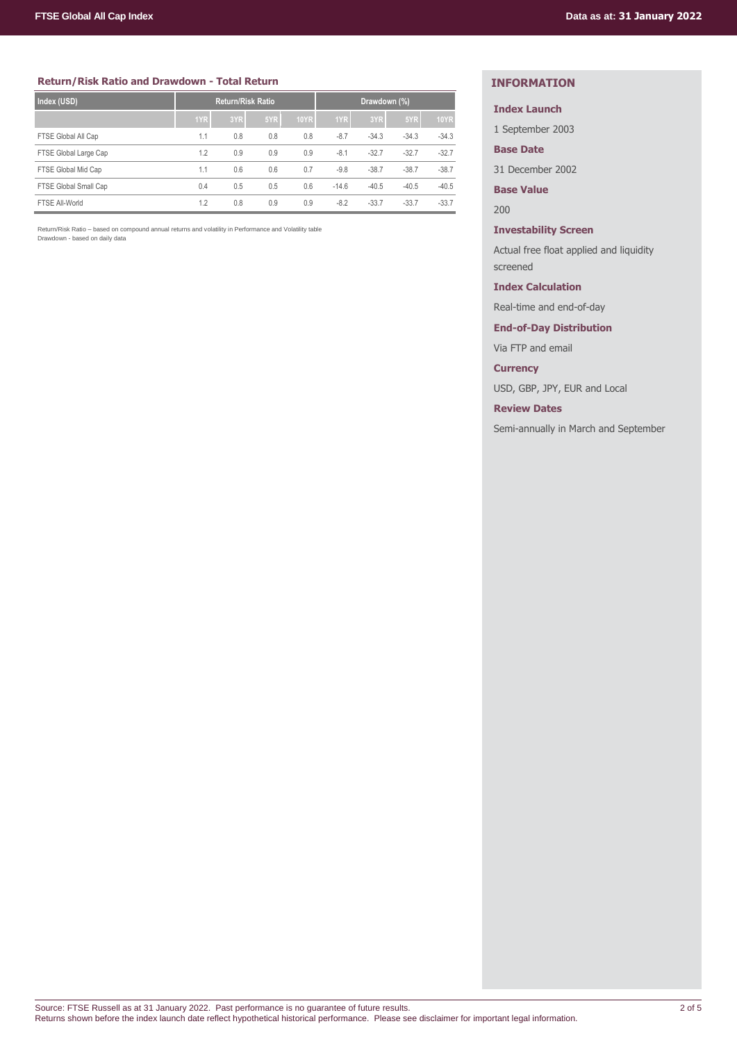## Return/Risk Ratio and Drawdown - Total Return

| Index (USD) | Return/Risk Ratio | | | | Drawdown (%) | | | |
|---|---|---|---|---|---|---|---|---|
| | 1YR | 3YR | 5YR | 10YR | 1YR | 3YR | 5YR | 10YR |
| FTSE Global All Cap | 1.1 | 0.8 | 0.8 | 0.8 | -8.7 | -34.3 | -34.3 | -34.3 |
| FTSE Global Large Cap | 1.2 | 0.9 | 0.9 | 0.9 | -8.1 | -32.7 | -32.7 | -32.7 |
| FTSE Global Mid Cap | 1.1 | 0.6 | 0.6 | 0.7 | -9.8 | -38.7 | -38.7 | -38.7 |
| FTSE Global Small Cap | 0.4 | 0.5 | 0.5 | 0.6 | -14.6 | -40.5 | -40.5 | -40.5 |
| FTSE All-World | 1.2 | 0.8 | 0.9 | 0.9 | -8.2 | -33.7 | -33.7 | -33.7 |

Return/Risk Ratio – based on compound annual returns and volatility in Performance and Volatility table
Drawdown - based on daily data

## INFORMATION

**Index Launch**

1 September 2003

**Base Date**

31 December 2002

**Base Value**

200

**Investability Screen**

Actual free float applied and liquidity screened

**Index Calculation**

Real-time and end-of-day

**End-of-Day Distribution**

Via FTP and email

**Currency**

USD, GBP, JPY, EUR and Local

**Review Dates**

Semi-annually in March and September

Source: FTSE Russell as at 31 January 2022. Past performance is no guarantee of future results.
Returns shown before the index launch date reflect hypothetical historical performance. Please see disclaimer for important legal information.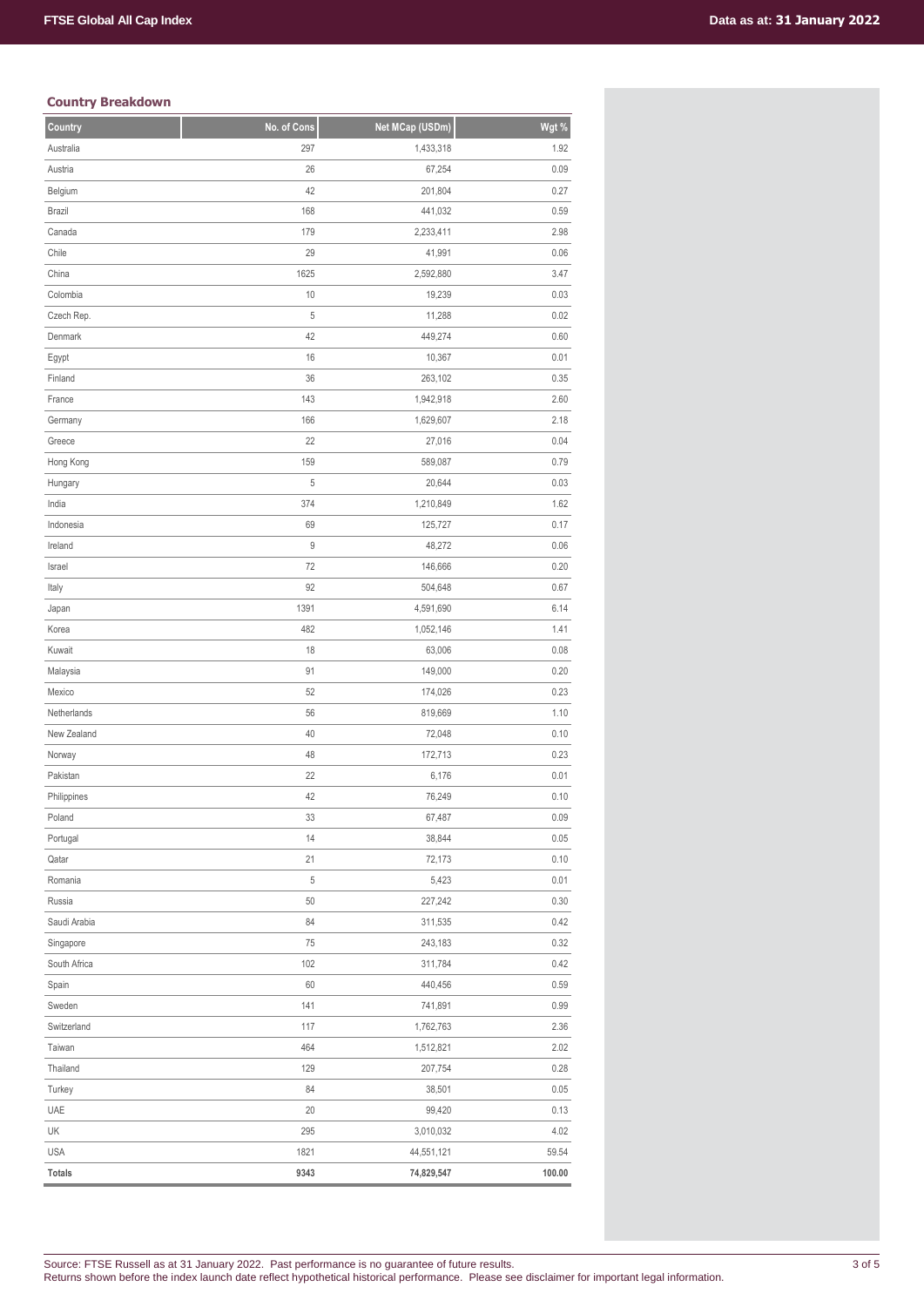### Country Breakdown

| Country | No. of Cons | Net MCap (USDm) | Wgt % |
|---|---|---|---|
| Australia | 297 | 1,433,318 | 1.92 |
| Austria | 26 | 67,254 | 0.09 |
| Belgium | 42 | 201,804 | 0.27 |
| Brazil | 168 | 441,032 | 0.59 |
| Canada | 179 | 2,233,411 | 2.98 |
| Chile | 29 | 41,991 | 0.06 |
| China | 1625 | 2,592,880 | 3.47 |
| Colombia | 10 | 19,239 | 0.03 |
| Czech Rep. | 5 | 11,288 | 0.02 |
| Denmark | 42 | 449,274 | 0.60 |
| Egypt | 16 | 10,367 | 0.01 |
| Finland | 36 | 263,102 | 0.35 |
| France | 143 | 1,942,918 | 2.60 |
| Germany | 166 | 1,629,607 | 2.18 |
| Greece | 22 | 27,016 | 0.04 |
| Hong Kong | 159 | 589,087 | 0.79 |
| Hungary | 5 | 20,644 | 0.03 |
| India | 374 | 1,210,849 | 1.62 |
| Indonesia | 69 | 125,727 | 0.17 |
| Ireland | 9 | 48,272 | 0.06 |
| Israel | 72 | 146,666 | 0.20 |
| Italy | 92 | 504,648 | 0.67 |
| Japan | 1391 | 4,591,690 | 6.14 |
| Korea | 482 | 1,052,146 | 1.41 |
| Kuwait | 18 | 63,006 | 0.08 |
| Malaysia | 91 | 149,000 | 0.20 |
| Mexico | 52 | 174,026 | 0.23 |
| Netherlands | 56 | 819,669 | 1.10 |
| New Zealand | 40 | 72,048 | 0.10 |
| Norway | 48 | 172,713 | 0.23 |
| Pakistan | 22 | 6,176 | 0.01 |
| Philippines | 42 | 76,249 | 0.10 |
| Poland | 33 | 67,487 | 0.09 |
| Portugal | 14 | 38,844 | 0.05 |
| Qatar | 21 | 72,173 | 0.10 |
| Romania | 5 | 5,423 | 0.01 |
| Russia | 50 | 227,242 | 0.30 |
| Saudi Arabia | 84 | 311,535 | 0.42 |
| Singapore | 75 | 243,183 | 0.32 |
| South Africa | 102 | 311,784 | 0.42 |
| Spain | 60 | 440,456 | 0.59 |
| Sweden | 141 | 741,891 | 0.99 |
| Switzerland | 117 | 1,762,763 | 2.36 |
| Taiwan | 464 | 1,512,821 | 2.02 |
| Thailand | 129 | 207,754 | 0.28 |
| Turkey | 84 | 38,501 | 0.05 |
| UAE | 20 | 99,420 | 0.13 |
| UK | 295 | 3,010,032 | 4.02 |
| USA | 1821 | 44,551,121 | 59.54 |
| **Totals** | **9343** | **74,829,547** | **100.00** |

Source: FTSE Russell as at 31 January 2022. Past performance is no guarantee of future results.
Returns shown before the index launch date reflect hypothetical historical performance. Please see disclaimer for important legal information.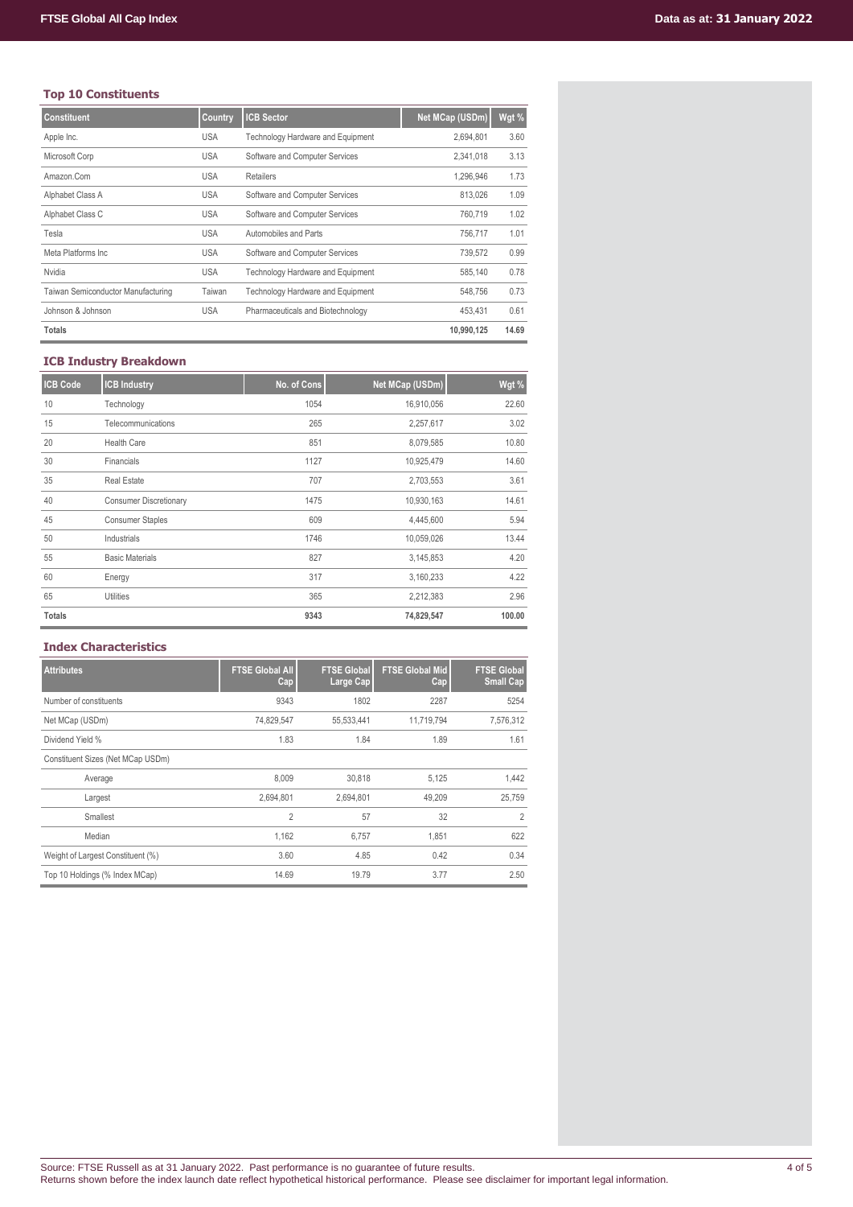### Top 10 Constituents

| Constituent | Country | ICB Sector | Net MCap (USDm) | Wgt % |
|---|---|---|---|---|
| Apple Inc. | USA | Technology Hardware and Equipment | 2,694,801 | 3.60 |
| Microsoft Corp | USA | Software and Computer Services | 2,341,018 | 3.13 |
| Amazon.Com | USA | Retailers | 1,296,946 | 1.73 |
| Alphabet Class A | USA | Software and Computer Services | 813,026 | 1.09 |
| Alphabet Class C | USA | Software and Computer Services | 760,719 | 1.02 |
| Tesla | USA | Automobiles and Parts | 756,717 | 1.01 |
| Meta Platforms Inc | USA | Software and Computer Services | 739,572 | 0.99 |
| Nvidia | USA | Technology Hardware and Equipment | 585,140 | 0.78 |
| Taiwan Semiconductor Manufacturing | Taiwan | Technology Hardware and Equipment | 548,756 | 0.73 |
| Johnson & Johnson | USA | Pharmaceuticals and Biotechnology | 453,431 | 0.61 |
| **Totals** | | | **10,990,125** | **14.69** |

### ICB Industry Breakdown

| ICB Code | ICB Industry | No. of Cons | Net MCap (USDm) | Wgt % |
|---|---|---|---|---|
| 10 | Technology | 1054 | 16,910,056 | 22.60 |
| 15 | Telecommunications | 265 | 2,257,617 | 3.02 |
| 20 | Health Care | 851 | 8,079,585 | 10.80 |
| 30 | Financials | 1127 | 10,925,479 | 14.60 |
| 35 | Real Estate | 707 | 2,703,553 | 3.61 |
| 40 | Consumer Discretionary | 1475 | 10,930,163 | 14.61 |
| 45 | Consumer Staples | 609 | 4,445,600 | 5.94 |
| 50 | Industrials | 1746 | 10,059,026 | 13.44 |
| 55 | Basic Materials | 827 | 3,145,853 | 4.20 |
| 60 | Energy | 317 | 3,160,233 | 4.22 |
| 65 | Utilities | 365 | 2,212,383 | 2.96 |
| **Totals** | | **9343** | **74,829,547** | **100.00** |

### Index Characteristics

| Attributes | FTSE Global All Cap | FTSE Global Large Cap | FTSE Global Mid Cap | FTSE Global Small Cap |
|---|---|---|---|---|
| Number of constituents | 9343 | 1802 | 2287 | 5254 |
| Net MCap (USDm) | 74,829,547 | 55,533,441 | 11,719,794 | 7,576,312 |
| Dividend Yield % | 1.83 | 1.84 | 1.89 | 1.61 |
| Constituent Sizes (Net MCap USDm) | | | | |
| Average | 8,009 | 30,818 | 5,125 | 1,442 |
| Largest | 2,694,801 | 2,694,801 | 49,209 | 25,759 |
| Smallest | 2 | 57 | 32 | 2 |
| Median | 1,162 | 6,757 | 1,851 | 622 |
| Weight of Largest Constituent (%) | 3.60 | 4.85 | 0.42 | 0.34 |
| Top 10 Holdings (% Index MCap) | 14.69 | 19.79 | 3.77 | 2.50 |

Source: FTSE Russell as at 31 January 2022. Past performance is no guarantee of future results.
Returns shown before the index launch date reflect hypothetical historical performance. Please see disclaimer for important legal information.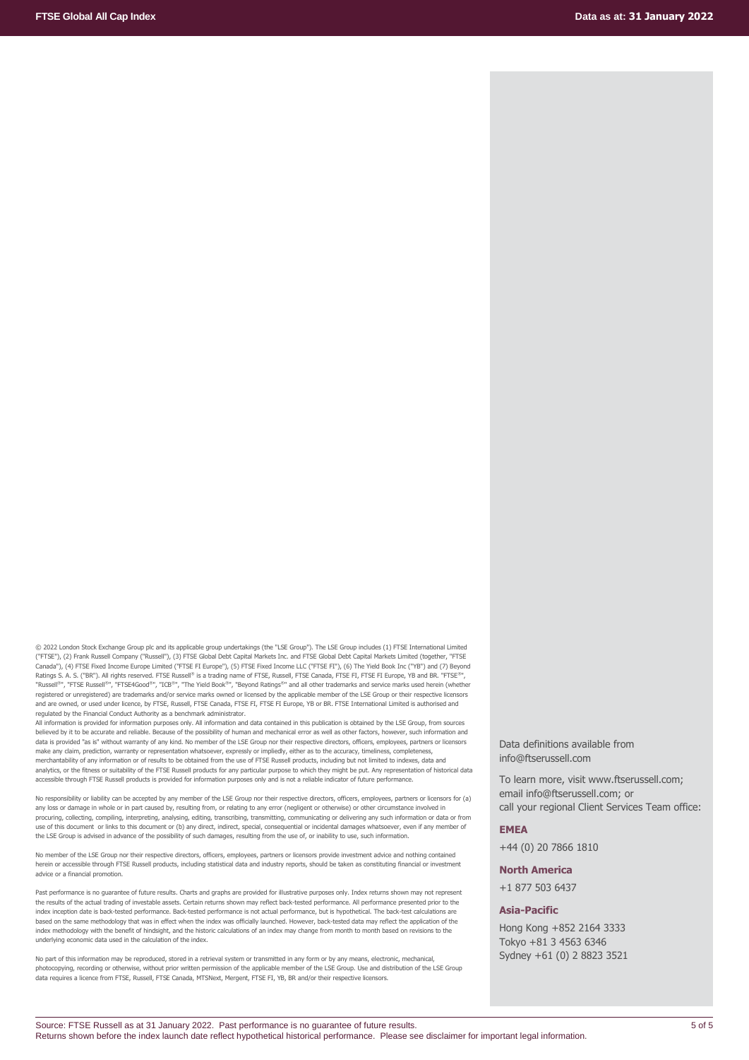© 2022 London Stock Exchange Group plc and its applicable group undertakings (the "LSE Group"). The LSE Group includes (1) FTSE International Limited ("FTSE"), (2) Frank Russell Company ("Russell"), (3) FTSE Global Debt Capital Markets Inc. and FTSE Global Debt Capital Markets Limited (together, "FTSE Canada"), (4) FTSE Fixed Income Europe Limited ("FTSE FI Europe"), (5) FTSE Fixed Income LLC ("FTSE FI"), (6) The Yield Book Inc ("YB") and (7) Beyond Ratings S. A. S. ("BR"). All rights reserved. FTSE Russell® is a trading name of FTSE, Russell, FTSE Canada, FTSE FI, FTSE FI Europe, YB and BR. "FTSE®", "Russell®", "FTSE Russell®", "FTSE4Good®", "ICB®", "The Yield Book®", "Beyond Ratings®" and all other trademarks and service marks used herein (whether registered or unregistered) are trademarks and/or service marks owned or licensed by the applicable member of the LSE Group or their respective licensors and are owned, or used under licence, by FTSE, Russell, FTSE Canada, FTSE FI, FTSE FI Europe, YB or BR. FTSE International Limited is authorised and regulated by the Financial Conduct Authority as a benchmark administrator.

All information is provided for information purposes only. All information and data contained in this publication is obtained by the LSE Group, from sources believed by it to be accurate and reliable. Because of the possibility of human and mechanical error as well as other factors, however, such information and data is provided "as is" without warranty of any kind. No member of the LSE Group nor their respective directors, officers, employees, partners or licensors make any claim, prediction, warranty or representation whatsoever, expressly or impliedly, either as to the accuracy, timeliness, completeness, merchantability of any information or of results to be obtained from the use of FTSE Russell products, including but not limited to indexes, data and analytics, or the fitness or suitability of the FTSE Russell products for any particular purpose to which they might be put. Any representation of historical data accessible through FTSE Russell products is provided for information purposes only and is not a reliable indicator of future performance.

No responsibility or liability can be accepted by any member of the LSE Group nor their respective directors, officers, employees, partners or licensors for (a) any loss or damage in whole or in part caused by, resulting from, or relating to any error (negligent or otherwise) or other circumstance involved in procuring, collecting, compiling, interpreting, analysing, editing, transcribing, transmitting, communicating or delivering any such information or data or from use of this document or links to this document or (b) any direct, indirect, special, consequential or incidental damages whatsoever, even if any member of the LSE Group is advised in advance of the possibility of such damages, resulting from the use of, or inability to use, such information.

No member of the LSE Group nor their respective directors, officers, employees, partners or licensors provide investment advice and nothing contained herein or accessible through FTSE Russell products, including statistical data and industry reports, should be taken as constituting financial or investment advice or a financial promotion.

Past performance is no guarantee of future results. Charts and graphs are provided for illustrative purposes only. Index returns shown may not represent the results of the actual trading of investable assets. Certain returns shown may reflect back-tested performance. All performance presented prior to the index inception date is back-tested performance. Back-tested performance is not actual performance, but is hypothetical. The back-test calculations are based on the same methodology that was in effect when the index was officially launched. However, back-tested data may reflect the application of the index methodology with the benefit of hindsight, and the historic calculations of an index may change from month to month based on revisions to the underlying economic data used in the calculation of the index.

No part of this information may be reproduced, stored in a retrieval system or transmitted in any form or by any means, electronic, mechanical, photocopying, recording or otherwise, without prior written permission of the applicable member of the LSE Group. Use and distribution of the LSE Group data requires a licence from FTSE, Russell, FTSE Canada, MTSNext, Mergent, FTSE FI, YB, BR and/or their respective licensors.

Data definitions available from info@ftserussell.com

To learn more, visit www.ftserussell.com; email info@ftserussell.com; or call your regional Client Services Team office:

**EMEA**

+44 (0) 20 7866 1810

**North America**

+1 877 503 6437

**Asia-Pacific**

Hong Kong +852 2164 3333
Tokyo +81 3 4563 6346
Sydney +61 (0) 2 8823 3521

Source: FTSE Russell as at 31 January 2022. Past performance is no guarantee of future results.
Returns shown before the index launch date reflect hypothetical historical performance. Please see disclaimer for important legal information.